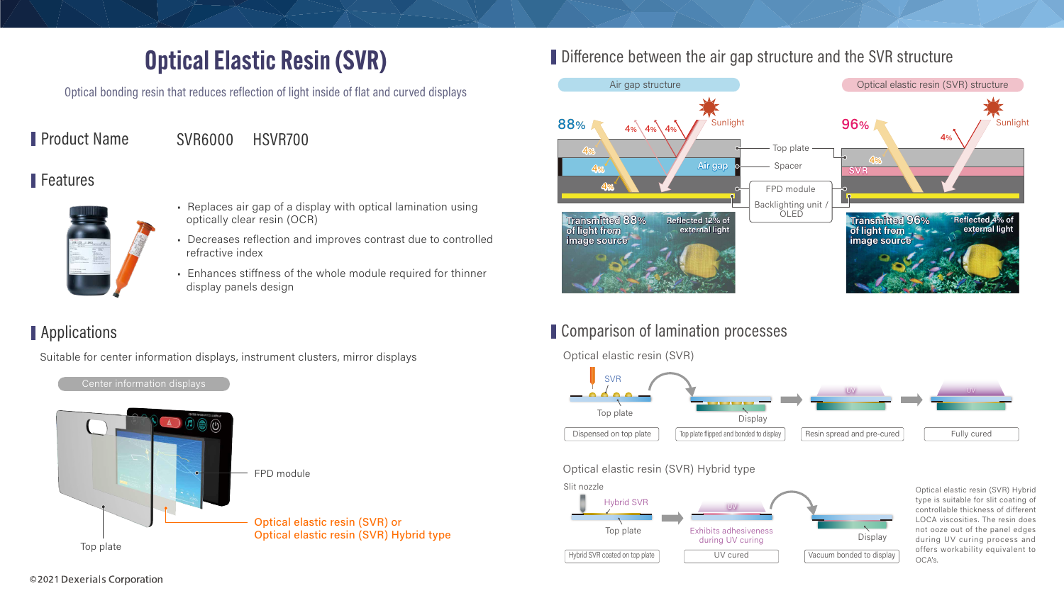# Optical Elastic Resin (SVR)

Optical bonding resin that reduces reflection of light inside of flat and curved displays

## Product Name

SVR6000 HSVR700

## Features

- Replaces air gap of a display with optical lamination using optically clear resin (OCR)
- Decreases reflection and improves contrast due to controlled refractive index
- Enhances stiffness of the whole module required for thinner display panels design

## Applications

Suitable for center information displays, instrument clusters, mirror displays

Center information displays

FPD module

Optical elastic resin (SVR) or Optical elastic resin (SVR) Hybrid type

Top plate

## Difference between the air gap structure and the SVR structure

Air gap structure

88% 4% 4% 4% Sunlight

4% 4% 4% Air gap

Transmitted 88% of light from image source

Reflected 12% of external light

Top plate

Spacer

FPD module

Backlighting unit / OLED

Optical elastic resin (SVR) structure

96% 4% Sunlight

4% SVR

Transmitted 96% of light from image source

Reflected 4% of external light

## Comparison of lamination processes

Optical elastic resin (SVR)

SVR

Top plate

Display

UV

Dispensed on top plate → Top plate flipped and bonded to display → Resin spread and pre-cured → Fully cured

Optical elastic resin (SVR) Hybrid type

Slit nozzle

Hybrid SVR

Top plate

UV

Exhibits adhesiveness during UV curing

Display

Hybrid SVR coated on top plate → UV cured → Vacuum bonded to display

Optical elastic resin (SVR) Hybrid type is suitable for slit coating of controllable thickness of different LOCA viscosities. The resin does not ooze out of the panel edges during UV curing process and offers workability equivalent to OCA's.

©2021 Dexerials Corporation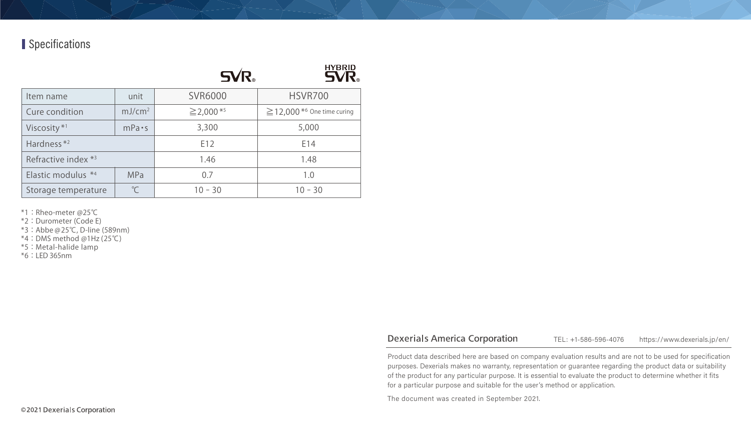## Specifications

| Item name | unit | SVR6000 | HSVR700 |
| --- | --- | --- | --- |
| Cure condition | $mJ/cm^2$ | ≧2,000 *5 | ≧12,000 *6 One time curing |
| Viscosity *1 | mPa・s | 3,300 | 5,000 |
| Hardness *2 | | E12 | E14 |
| Refractive index *3 | | 1.46 | 1.48 |
| Elastic modulus *4 | MPa | 0.7 | 1.0 |
| Storage temperature | ℃ | 10 - 30 | 10 - 30 |

*1：Rheo-meter @25℃
*2：Durometer (Code E)
*3：Abbe @25℃, D-line (589nm)
*4：DMS method @1Hz (25℃)
*5：Metal-halide lamp
*6：LED 365nm

**Dexerials America Corporation** TEL: +1-586-596-4076 https://www.dexerials.jp/en/

Product data described here are based on company evaluation results and are not to be used for specification purposes. Dexerials makes no warranty, representation or guarantee regarding the product data or suitability of the product for any particular purpose. It is essential to evaluate the product to determine whether it fits for a particular purpose and suitable for the user's method or application.

The document was created in September 2021.

©2021 Dexerials Corporation